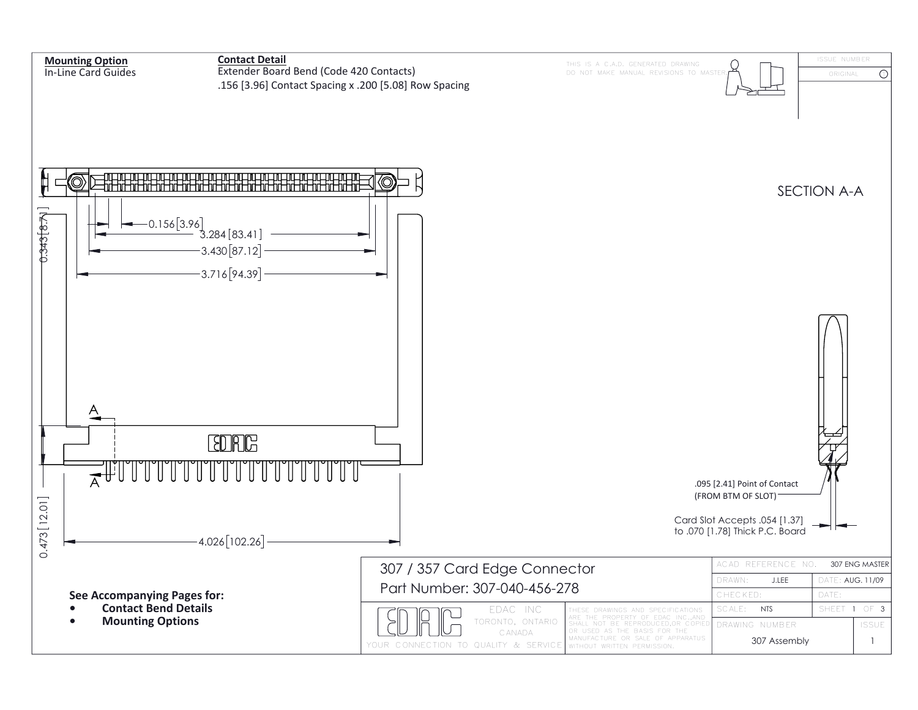**Mounting Option**
In-Line Card Guides

**Contact Detail**
Extender Board Bend (Code 420 Contacts)
.156 [3.96] Contact Spacing x .200 [5.08] Row Spacing

THIS IS A C.A.D. GENERATED DRAWING
DO NOT MAKE MANUAL REVISIONS TO MASTER

| ISSUE NUMBER |
|---|
| ORIGINAL |

0.156 [3.96]
3.284 [83.41]
3.430 [87.12]
3.716 [94.39]
0.343 [8.71]
0.473 [12.01]
4.026 [102.26]

A
A

SECTION A-A

.095 [2.41] Point of Contact
(FROM BTM OF SLOT)

Card Slot Accepts .054 [1.37]
to .070 [1.78] Thick P.C. Board

**See Accompanying Pages for:**

- **Contact Bend Details**
- **Mounting Options**

307 / 357 Card Edge Connector
Part Number: 307-040-456-278

EDAC INC
TORONTO, ONTARIO
CANADA
YOUR CONNECTION TO QUALITY & SERVICE

THESE DRAWINGS AND SPECIFICATIONS ARE THE PROPERTY OF EDAC INC.,AND SHALL NOT BE REPRODUCED,OR COPIED OR USED AS THE BASIS FOR THE MANUFACTURE OR SALE OF APPARATUS WITHOUT WRITTEN PERMISSION.

| ACAD REFERENCE NO. | 307 ENG MASTER | |
|---|---|---|
| DRAWN: J.LEE | DATE: AUG. 11/09 | |
| CHECKED: | DATE: | |
| SCALE: NTS | SHEET 1 OF 3 | |
| DRAWING NUMBER | | ISSUE |
| 307 Assembly | | 1 |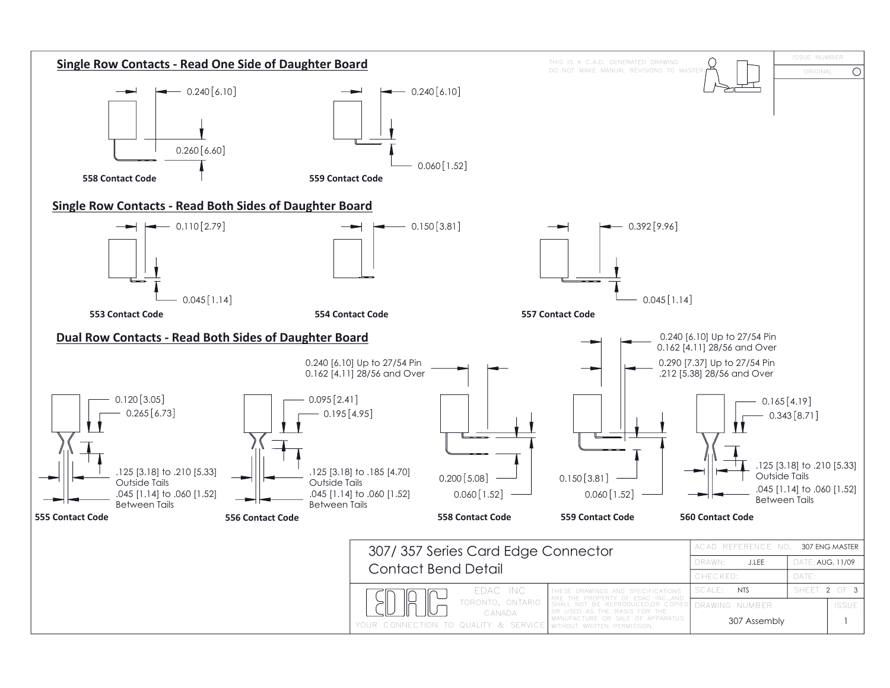## Single Row Contacts - Read One Side of Daughter Board

0.240 [6.10]

0.260 [6.60]

**558 Contact Code**

0.240 [6.10]

0.060 [1.52]

**559 Contact Code**

## Single Row Contacts - Read Both Sides of Daughter Board

0.110 [2.79]

0.045 [1.14]

**553 Contact Code**

0.150 [3.81]

**554 Contact Code**

0.392 [9.96]

0.045 [1.14]

**557 Contact Code**

## Dual Row Contacts - Read Both Sides of Daughter Board

0.120 [3.05]
0.265 [6.73]

.125 [3.18] to .210 [5.33] Outside Tails
.045 [1.14] to .060 [1.52] Between Tails

**555 Contact Code**

0.095 [2.41]
0.195 [4.95]

.125 [3.18] to .185 [4.70] Outside Tails
.045 [1.14] to .060 [1.52] Between Tails

**556 Contact Code**

0.240 [6.10] Up to 27/54 Pin
0.162 [4.11] 28/56 and Over

0.200 [5.08]
0.060 [1.52]

**558 Contact Code**

0.240 [6.10] Up to 27/54 Pin
0.162 [4.11] 28/56 and Over
0.290 [7.37] Up to 27/54 Pin
.212 [5.38] 28/56 and Over

0.150 [3.81]
0.060 [1.52]

**559 Contact Code**

0.165 [4.19]
0.343 [8.71]

.125 [3.18] to .210 [5.33] Outside Tails
.045 [1.14] to .060 [1.52] Between Tails

**560 Contact Code**

THIS IS A C.A.D. GENERATED DRAWING DO NOT MAKE MANUAL REVISIONS TO MASTER.

| ISSUE NUMBER | |
|---|---|
| ORIGINAL | ○ |

| 307/ 357 Series Card Edge Connector Contact Bend Detail | | ACAD REFERENCE NO. 307 ENG MASTER | |
|---|---|---|---|
| | | DRAWN: J.LEE | DATE: AUG. 11/09 |
| | | CHECKED: | DATE: |
| EDAC INC TORONTO, ONTARIO CANADA — YOUR CONNECTION TO QUALITY & SERVICE | THESE DRAWINGS AND SPECIFICATIONS ARE THE PROPERTY OF EDAC INC., AND SHALL NOT BE REPRODUCED, OR COPIED OR USED AS THE BASIS FOR THE MANUFACTURE OR SALE OF APPARATUS WITHOUT WRITTEN PERMISSION. | SCALE: NTS | SHEET 2 OF 3 |
| | | DRAWING NUMBER: 307 Assembly | ISSUE: 1 |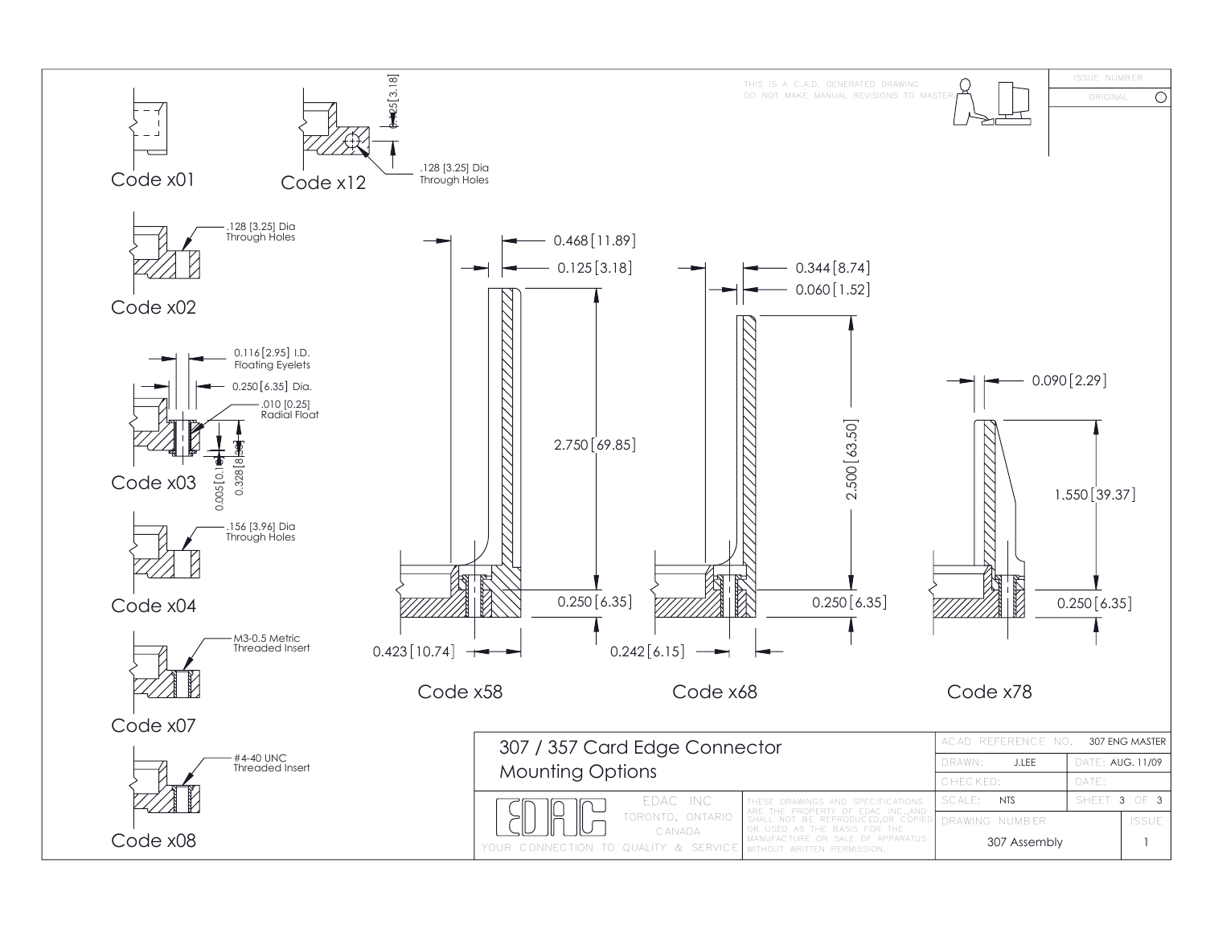THIS IS A C.A.D. GENERATED DRAWING
DO NOT MAKE MANUAL REVISIONS TO MASTER

| ISSUE NUMBER |
| --- |
| ORIGINAL 0 |

Code x01

Code x12

0.125 [3.18]

.128 [3.25] Dia
Through Holes

Code x02

.128 [3.25] Dia
Through Holes

Code x03

0.116 [2.95] I.D.
Floating Eyelets

0.250 [6.35] Dia.

.010 [0.25]
Radial Float

0.005 [0.13]

0.328 [8.33]

Code x04

.156 [3.96] Dia
Through Holes

Code x07

M3-0.5 Metric
Threaded Insert

Code x08

#4-40 UNC
Threaded Insert

Code x58

0.468 [11.89]

0.125 [3.18]

2.750 [69.85]

0.250 [6.35]

0.423 [10.74]

Code x68

0.344 [8.74]

0.060 [1.52]

2.500 [63.50]

0.250 [6.35]

0.242 [6.15]

Code x78

0.090 [2.29]

1.550 [39.37]

0.250 [6.35]

# 307 / 357 Card Edge Connector Mounting Options

EDAC INC
TORONTO, ONTARIO
CANADA
YOUR CONNECTION TO QUALITY & SERVICE

THESE DRAWINGS AND SPECIFICATIONS ARE THE PROPERTY OF EDAC INC., AND SHALL NOT BE REPRODUCED, OR COPIED OR USED AS THE BASIS FOR THE MANUFACTURE OR SALE OF APPARATUS WITHOUT WRITTEN PERMISSION.

| | | | |
| --- | --- | --- | --- |
| ACAD REFERENCE NO. | 307 ENG MASTER | | |
| DRAWN: | J.LEE | DATE: | AUG. 11/09 |
| CHECKED: | | DATE: | |
| SCALE: | NTS | SHEET 3 OF 3 | |
| DRAWING NUMBER | 307 Assembly | ISSUE | 1 |